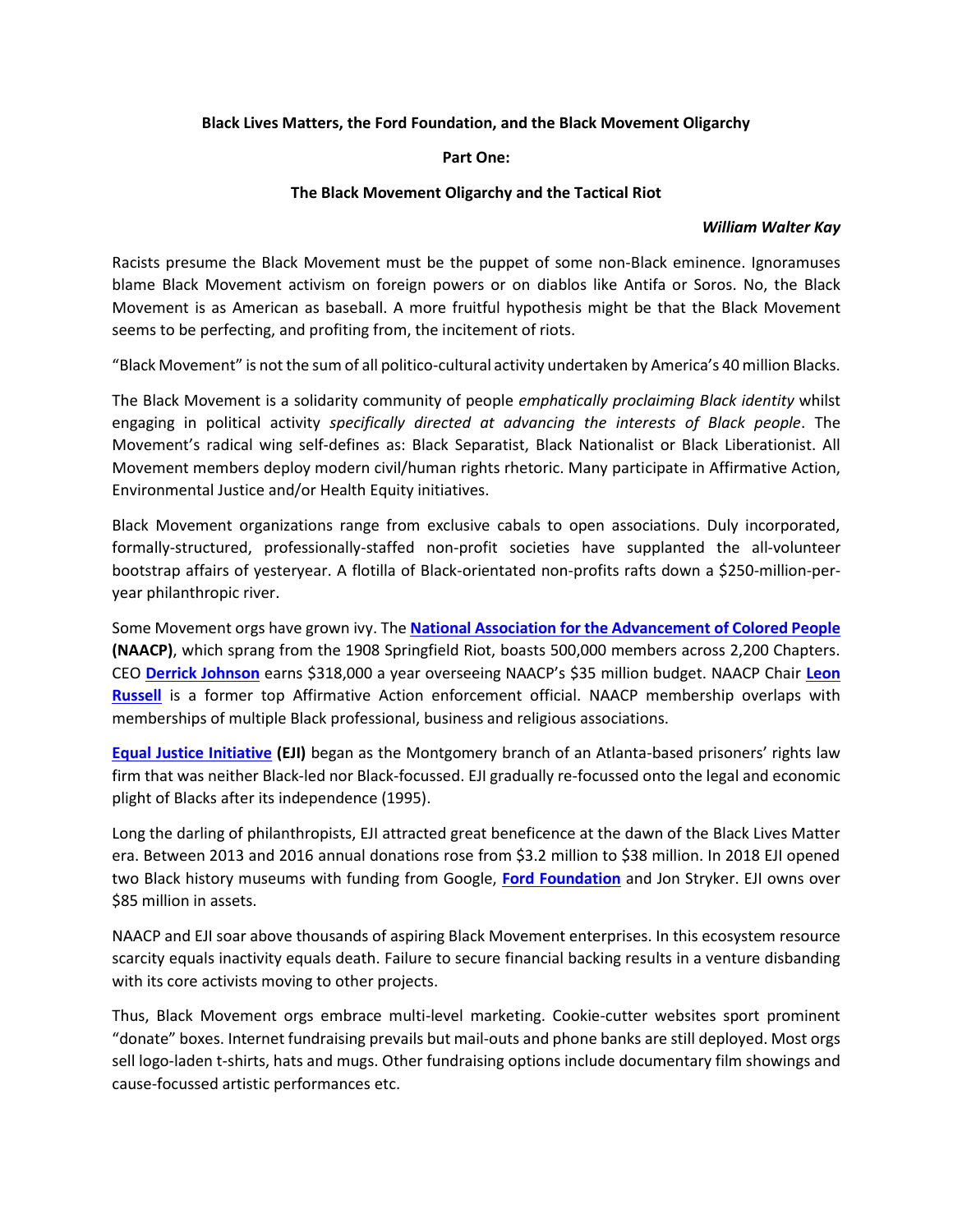**Black Lives Matters, the Ford Foundation, and the Black Movement Oligarchy**

**Part One:**

**The Black Movement Oligarchy and the Tactical Riot**

***William Walter Kay***

Racists presume the Black Movement must be the puppet of some non-Black eminence. Ignoramuses blame Black Movement activism on foreign powers or on diablos like Antifa or Soros. No, the Black Movement is as American as baseball. A more fruitful hypothesis might be that the Black Movement seems to be perfecting, and profiting from, the incitement of riots.

"Black Movement" is not the sum of all politico-cultural activity undertaken by America's 40 million Blacks.

The Black Movement is a solidarity community of people *emphatically proclaiming Black identity* whilst engaging in political activity *specifically directed at advancing the interests of Black people*. The Movement's radical wing self-defines as: Black Separatist, Black Nationalist or Black Liberationist. All Movement members deploy modern civil/human rights rhetoric. Many participate in Affirmative Action, Environmental Justice and/or Health Equity initiatives.

Black Movement organizations range from exclusive cabals to open associations. Duly incorporated, formally-structured, professionally-staffed non-profit societies have supplanted the all-volunteer bootstrap affairs of yesteryear. A flotilla of Black-orientated non-profits rafts down a $250-million-per-year philanthropic river.

Some Movement orgs have grown ivy. The **National Association for the Advancement of Colored People (NAACP)**, which sprang from the 1908 Springfield Riot, boasts 500,000 members across 2,200 Chapters. CEO **Derrick Johnson** earns $318,000 a year overseeing NAACP's $35 million budget. NAACP Chair **Leon Russell** is a former top Affirmative Action enforcement official. NAACP membership overlaps with memberships of multiple Black professional, business and religious associations.

**Equal Justice Initiative (EJI)** began as the Montgomery branch of an Atlanta-based prisoners' rights law firm that was neither Black-led nor Black-focussed. EJI gradually re-focussed onto the legal and economic plight of Blacks after its independence (1995).

Long the darling of philanthropists, EJI attracted great beneficence at the dawn of the Black Lives Matter era. Between 2013 and 2016 annual donations rose from $3.2 million to $38 million. In 2018 EJI opened two Black history museums with funding from Google, **Ford Foundation** and Jon Stryker. EJI owns over $85 million in assets.

NAACP and EJI soar above thousands of aspiring Black Movement enterprises. In this ecosystem resource scarcity equals inactivity equals death. Failure to secure financial backing results in a venture disbanding with its core activists moving to other projects.

Thus, Black Movement orgs embrace multi-level marketing. Cookie-cutter websites sport prominent "donate" boxes. Internet fundraising prevails but mail-outs and phone banks are still deployed. Most orgs sell logo-laden t-shirts, hats and mugs. Other fundraising options include documentary film showings and cause-focussed artistic performances etc.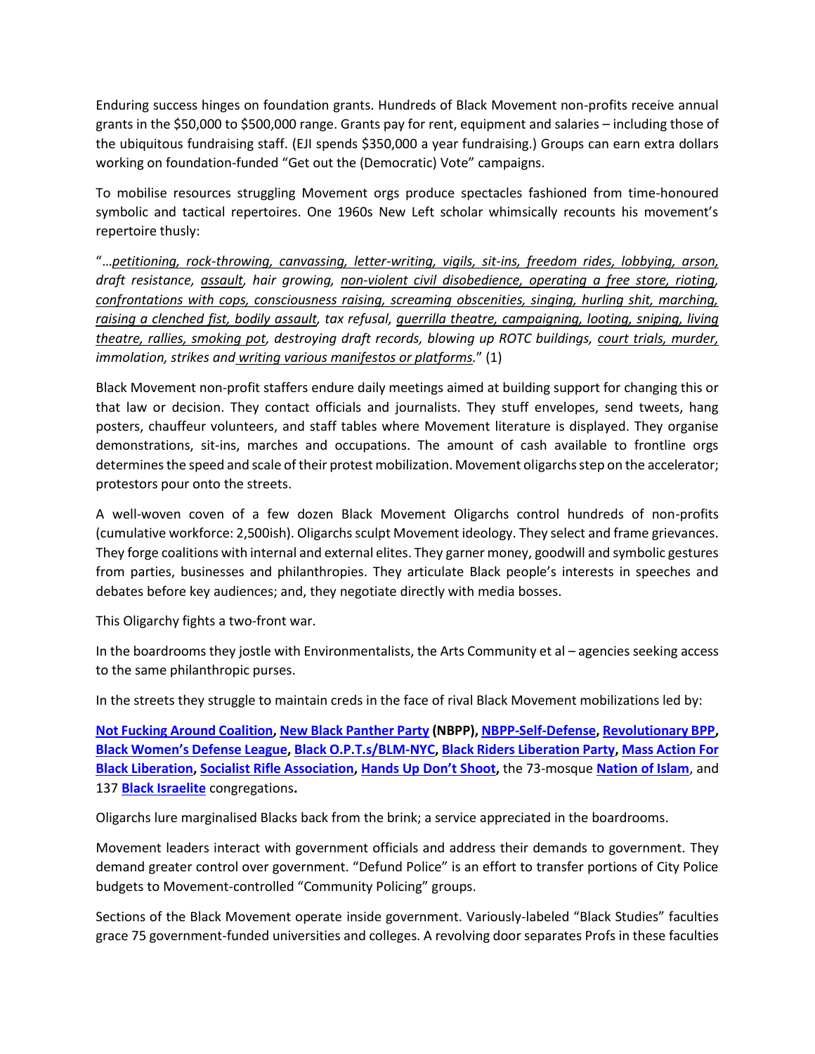Enduring success hinges on foundation grants. Hundreds of Black Movement non-profits receive annual grants in the $50,000 to $500,000 range. Grants pay for rent, equipment and salaries – including those of the ubiquitous fundraising staff. (EJI spends $350,000 a year fundraising.) Groups can earn extra dollars working on foundation-funded "Get out the (Democratic) Vote" campaigns.

To mobilise resources struggling Movement orgs produce spectacles fashioned from time-honoured symbolic and tactical repertoires. One 1960s New Left scholar whimsically recounts his movement's repertoire thusly:

"…*petitioning, rock-throwing, canvassing, letter-writing, vigils, sit-ins, freedom rides, lobbying, arson, draft resistance, assault, hair growing, non-violent civil disobedience, operating a free store, rioting, confrontations with cops, consciousness raising, screaming obscenities, singing, hurling shit, marching, raising a clenched fist, bodily assault, tax refusal, guerrilla theatre, campaigning, looting, sniping, living theatre, rallies, smoking pot, destroying draft records, blowing up ROTC buildings, court trials, murder, immolation, strikes and writing various manifestos or platforms.*" (1)

Black Movement non-profit staffers endure daily meetings aimed at building support for changing this or that law or decision. They contact officials and journalists. They stuff envelopes, send tweets, hang posters, chauffeur volunteers, and staff tables where Movement literature is displayed. They organise demonstrations, sit-ins, marches and occupations. The amount of cash available to frontline orgs determines the speed and scale of their protest mobilization. Movement oligarchs step on the accelerator; protestors pour onto the streets.

A well-woven coven of a few dozen Black Movement Oligarchs control hundreds of non-profits (cumulative workforce: 2,500ish). Oligarchs sculpt Movement ideology. They select and frame grievances. They forge coalitions with internal and external elites. They garner money, goodwill and symbolic gestures from parties, businesses and philanthropies. They articulate Black people's interests in speeches and debates before key audiences; and, they negotiate directly with media bosses.

This Oligarchy fights a two-front war.

In the boardrooms they jostle with Environmentalists, the Arts Community et al – agencies seeking access to the same philanthropic purses.

In the streets they struggle to maintain creds in the face of rival Black Movement mobilizations led by:

**Not Fucking Around Coalition, New Black Panther Party (NBPP), NBPP-Self-Defense, Revolutionary BPP, Black Women's Defense League, Black O.P.T.s/BLM-NYC, Black Riders Liberation Party, Mass Action For Black Liberation, Socialist Rifle Association, Hands Up Don't Shoot,** the 73-mosque **Nation of Islam**, and 137 **Black Israelite** congregations**.**

Oligarchs lure marginalised Blacks back from the brink; a service appreciated in the boardrooms.

Movement leaders interact with government officials and address their demands to government. They demand greater control over government. "Defund Police" is an effort to transfer portions of City Police budgets to Movement-controlled "Community Policing" groups.

Sections of the Black Movement operate inside government. Variously-labeled "Black Studies" faculties grace 75 government-funded universities and colleges. A revolving door separates Profs in these faculties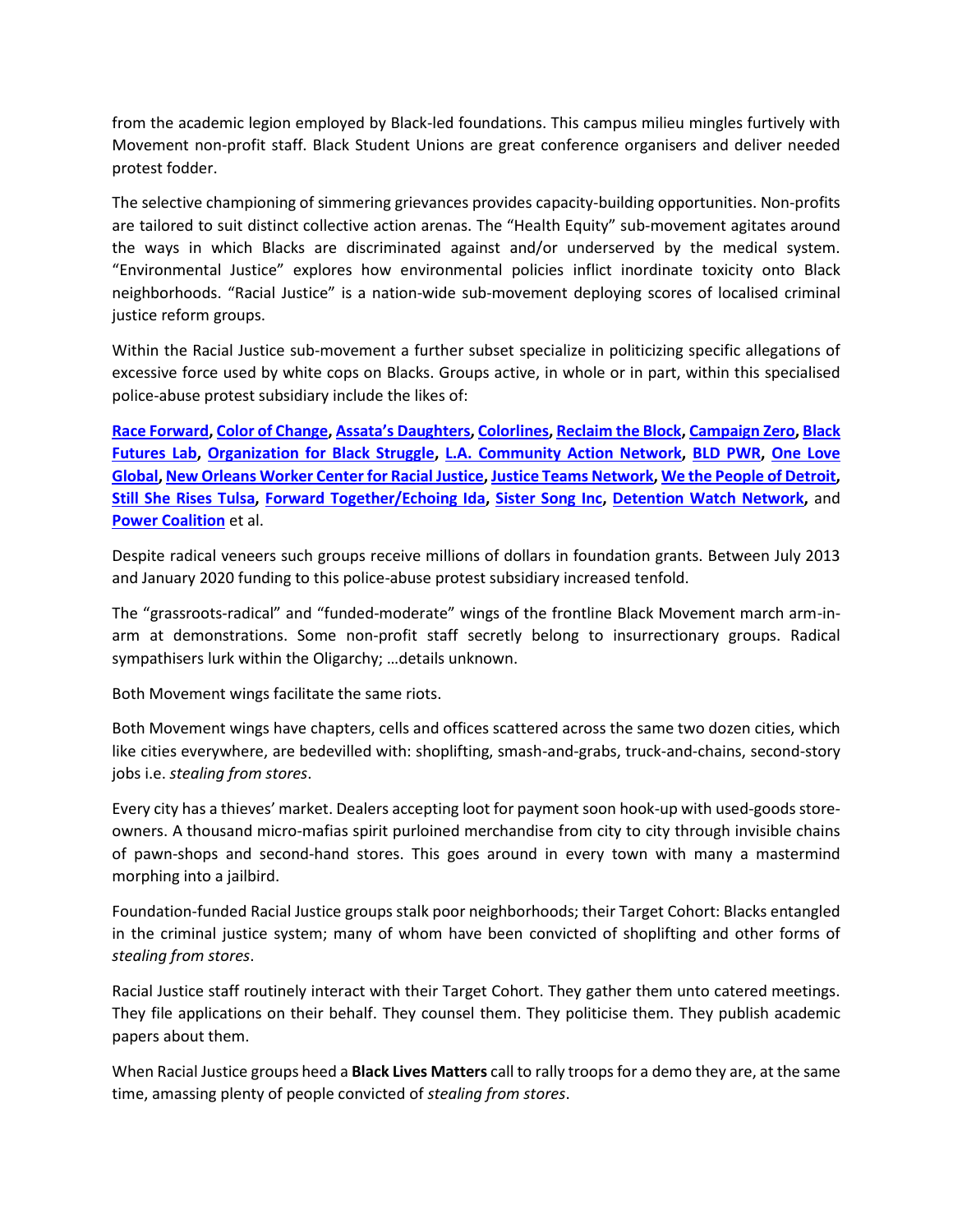from the academic legion employed by Black-led foundations. This campus milieu mingles furtively with Movement non-profit staff. Black Student Unions are great conference organisers and deliver needed protest fodder.

The selective championing of simmering grievances provides capacity-building opportunities. Non-profits are tailored to suit distinct collective action arenas. The "Health Equity" sub-movement agitates around the ways in which Blacks are discriminated against and/or underserved by the medical system. "Environmental Justice" explores how environmental policies inflict inordinate toxicity onto Black neighborhoods. "Racial Justice" is a nation-wide sub-movement deploying scores of localised criminal justice reform groups.

Within the Racial Justice sub-movement a further subset specialize in politicizing specific allegations of excessive force used by white cops on Blacks. Groups active, in whole or in part, within this specialised police-abuse protest subsidiary include the likes of:

**Race Forward, Color of Change, Assata's Daughters, Colorlines, Reclaim the Block, Campaign Zero, Black Futures Lab, Organization for Black Struggle, L.A. Community Action Network, BLD PWR, One Love Global, New Orleans Worker Center for Racial Justice, Justice Teams Network, We the People of Detroit, Still She Rises Tulsa, Forward Together/Echoing Ida, Sister Song Inc, Detention Watch Network,** and **Power Coalition** et al.

Despite radical veneers such groups receive millions of dollars in foundation grants. Between July 2013 and January 2020 funding to this police-abuse protest subsidiary increased tenfold.

The "grassroots-radical" and "funded-moderate" wings of the frontline Black Movement march arm-in-arm at demonstrations. Some non-profit staff secretly belong to insurrectionary groups. Radical sympathisers lurk within the Oligarchy; …details unknown.

Both Movement wings facilitate the same riots.

Both Movement wings have chapters, cells and offices scattered across the same two dozen cities, which like cities everywhere, are bedevilled with: shoplifting, smash-and-grabs, truck-and-chains, second-story jobs i.e. *stealing from stores*.

Every city has a thieves' market. Dealers accepting loot for payment soon hook-up with used-goods store-owners. A thousand micro-mafias spirit purloined merchandise from city to city through invisible chains of pawn-shops and second-hand stores. This goes around in every town with many a mastermind morphing into a jailbird.

Foundation-funded Racial Justice groups stalk poor neighborhoods; their Target Cohort: Blacks entangled in the criminal justice system; many of whom have been convicted of shoplifting and other forms of *stealing from stores*.

Racial Justice staff routinely interact with their Target Cohort. They gather them unto catered meetings. They file applications on their behalf. They counsel them. They politicise them. They publish academic papers about them.

When Racial Justice groups heed a **Black Lives Matters** call to rally troops for a demo they are, at the same time, amassing plenty of people convicted of *stealing from stores*.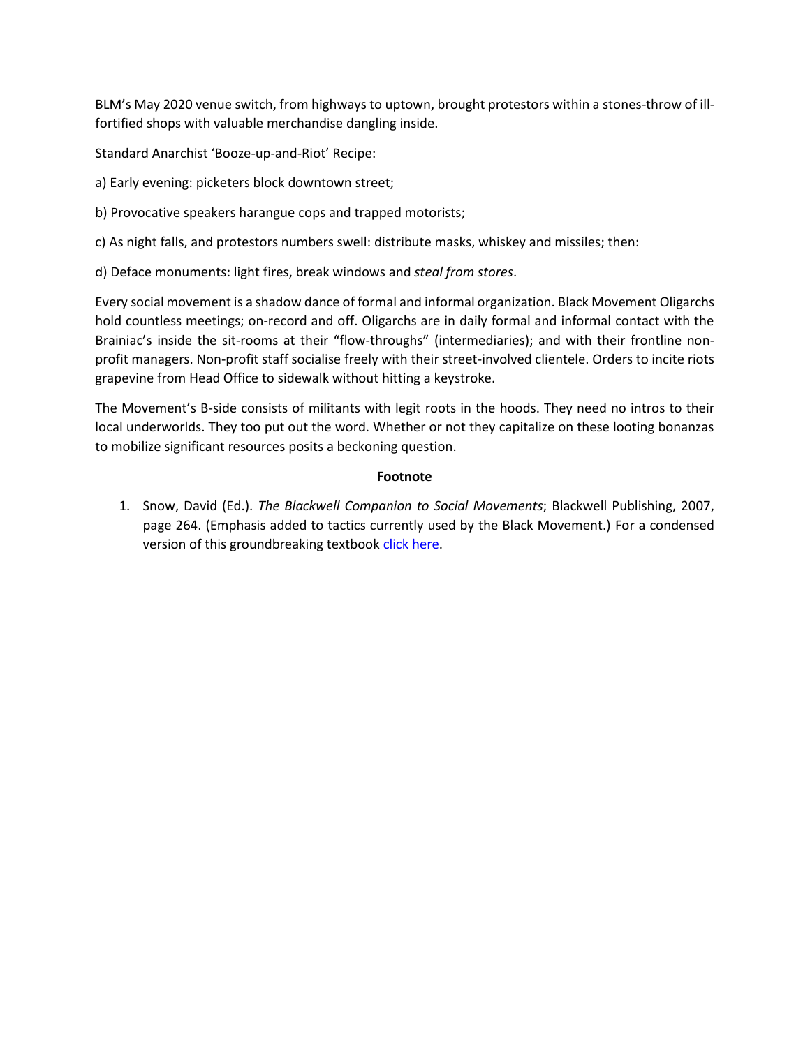BLM's May 2020 venue switch, from highways to uptown, brought protestors within a stones-throw of ill-fortified shops with valuable merchandise dangling inside.

Standard Anarchist 'Booze-up-and-Riot' Recipe:

a) Early evening: picketers block downtown street;

b) Provocative speakers harangue cops and trapped motorists;

c) As night falls, and protestors numbers swell: distribute masks, whiskey and missiles; then:

d) Deface monuments: light fires, break windows and *steal from stores*.

Every social movement is a shadow dance of formal and informal organization. Black Movement Oligarchs hold countless meetings; on-record and off. Oligarchs are in daily formal and informal contact with the Brainiac's inside the sit-rooms at their "flow-throughs" (intermediaries); and with their frontline non-profit managers. Non-profit staff socialise freely with their street-involved clientele. Orders to incite riots grapevine from Head Office to sidewalk without hitting a keystroke.

The Movement's B-side consists of militants with legit roots in the hoods. They need no intros to their local underworlds. They too put out the word. Whether or not they capitalize on these looting bonanzas to mobilize significant resources posits a beckoning question.

**Footnote**

1. Snow, David (Ed.). *The Blackwell Companion to Social Movements*; Blackwell Publishing, 2007, page 264. (Emphasis added to tactics currently used by the Black Movement.) For a condensed version of this groundbreaking textbook click here.